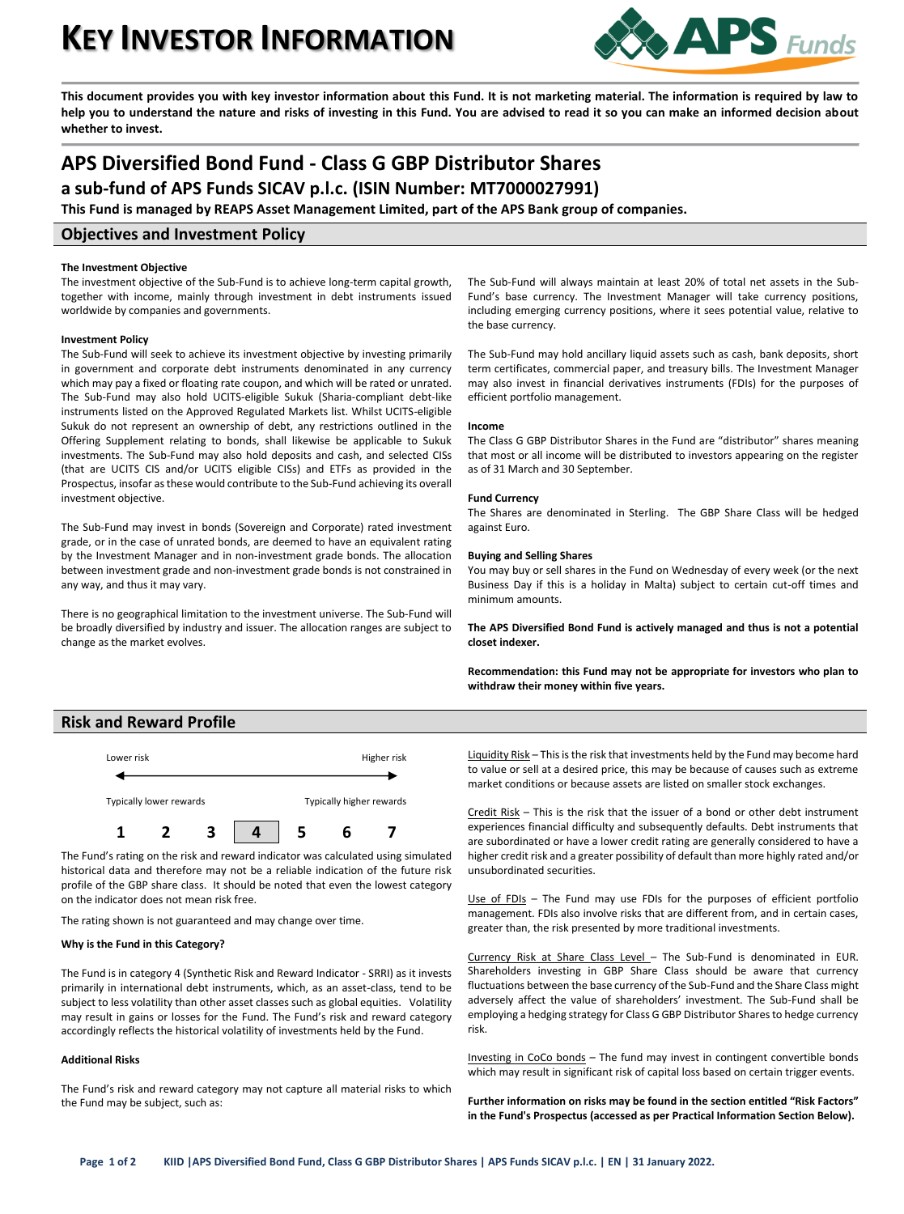# KEY INVESTOR INFORMATION

**This document provides you with key investor information about this Fund. It is not marketing material. The information is required by law to help you to understand the nature and risks of investing in this Fund. You are advised to read it so you can make an informed decision about whether to invest.**

## APS Diversified Bond Fund - Class G GBP Distributor Shares

### a sub-fund of APS Funds SICAV p.l.c. (ISIN Number: MT7000027991)

**This Fund is managed by REAPS Asset Management Limited, part of the APS Bank group of companies.**

## Objectives and Investment Policy

**The Investment Objective**

The investment objective of the Sub-Fund is to achieve long-term capital growth, together with income, mainly through investment in debt instruments issued worldwide by companies and governments.

**Investment Policy**

The Sub-Fund will seek to achieve its investment objective by investing primarily in government and corporate debt instruments denominated in any currency which may pay a fixed or floating rate coupon, and which will be rated or unrated. The Sub-Fund may also hold UCITS-eligible Sukuk (Sharia-compliant debt-like instruments listed on the Approved Regulated Markets list. Whilst UCITS-eligible Sukuk do not represent an ownership of debt, any restrictions outlined in the Offering Supplement relating to bonds, shall likewise be applicable to Sukuk investments. The Sub-Fund may also hold bank deposits and cash, and selected CISs (that are UCITS CIS and/or UCITS eligible CISs) and ETFs as provided in the Prospectus, insofar as these would contribute to the Sub-Fund achieving its overall investment objective.

The Sub-Fund may invest in bonds (Sovereign and Corporate) rated investment grade, or in the case of unrated bonds, are deemed to have an equivalent rating by the Investment Manager and in non-investment grade bonds. The allocation between investment grade and non-investment grade bonds is not constrained in any way, and thus it may vary.

There is no geographical limitation to the investment universe. The Sub-Fund will be broadly diversified by industry and issuer. The allocation ranges are subject to change as the market evolves.

The Sub-Fund will always maintain at least 20% of total net assets in the Sub-Fund's base currency. The Investment Manager will take currency positions, including emerging currency positions, where it sees potential value, relative to the base currency.

The Sub-Fund may hold ancillary liquid assets such as cash, bank deposits, short term certificates, commercial paper, and treasury bills. The Investment Manager may also invest in financial derivatives instruments (FDIs) for the purposes of efficient portfolio management.

**Income**

The Class G GBP Distributor Shares in the Fund are "distributor" shares meaning that most or all income will be distributed to investors appearing on the register as of 31 March and 30 September.

**Fund Currency**

The Shares are denominated in Sterling. The GBP Share Class will be hedged against Euro.

**Buying and Selling Shares**

You may buy or sell shares in the Fund on Wednesday of every week (or the next Business Day if this is a holiday in Malta) subject to certain cut-off times and minimum amounts.

**The APS Diversified Bond Fund is actively managed and thus is not a potential closet indexer.**

**Recommendation: this Fund may not be appropriate for investors who plan to withdraw their money within five years.**

## Risk and Reward Profile

| Lower risk | | | | | | Higher risk |
|---|---|---|---|---|---|---|
| Typically lower rewards | | | | | | Typically higher rewards |
| 1 | 2 | 3 | **4** | 5 | 6 | 7 |

The Fund's rating on the risk and reward indicator was calculated using simulated historical data and therefore may not be a reliable indication of the future risk profile of the GBP share class. It should be noted that even the lowest category on the indicator does not mean risk free.

The rating shown is not guaranteed and may change over time.

**Why is the Fund in this Category?**

The Fund is in category 4 (Synthetic Risk and Reward Indicator - SRRI) as it invests primarily in international debt instruments, which, as an asset-class, tend to be subject to less volatility than other asset classes such as global equities. Volatility may result in gains or losses for the Fund. The Fund's risk and reward category accordingly reflects the historical volatility of investments held by the Fund.

**Additional Risks**

The Fund's risk and reward category may not capture all material risks to which the Fund may be subject, such as:

Liquidity Risk – This is the risk that investments held by the Fund may become hard to value or sell at a desired price, this may be because of causes such as extreme market conditions or because assets are listed on smaller stock exchanges.

Credit Risk – This is the risk that the issuer of a bond or other debt instrument experiences financial difficulty and subsequently defaults. Debt instruments that are subordinated or have a lower credit rating are generally considered to have a higher credit risk and a greater possibility of default than more highly rated and/or unsubordinated securities.

Use of FDIs – The Fund may use FDIs for the purposes of efficient portfolio management. FDIs also involve risks that are different from, and in certain cases, greater than, the risk presented by more traditional investments.

Currency Risk at Share Class Level – The Sub-Fund is denominated in EUR. Shareholders investing in GBP Share Class should be aware that currency fluctuations between the base currency of the Sub-Fund and the Share Class might adversely affect the value of shareholders' investment. The Sub-Fund shall be employing a hedging strategy for Class G GBP Distributor Shares to hedge currency risk.

Investing in CoCo bonds – The fund may invest in contingent convertible bonds which may result in significant risk of capital loss based on certain trigger events.

**Further information on risks may be found in the section entitled "Risk Factors" in the Fund's Prospectus (accessed as per Practical Information Section Below).**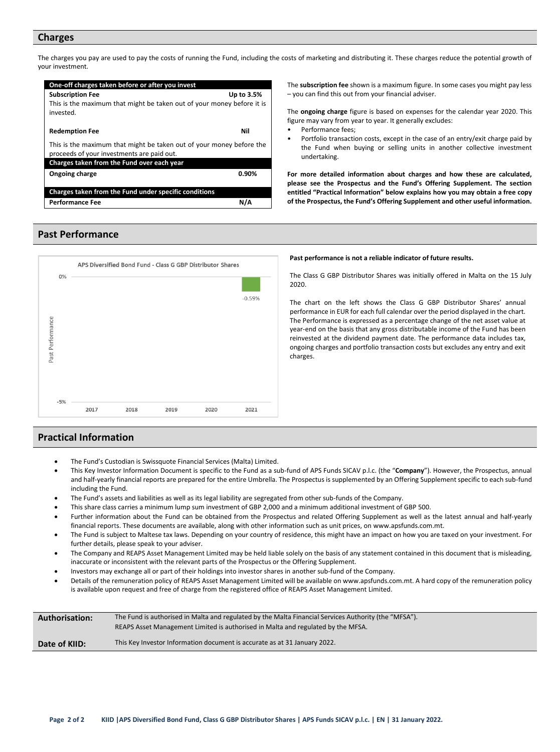## Charges

The charges you pay are used to pay the costs of running the Fund, including the costs of marketing and distributing it. These charges reduce the potential growth of your investment.

| One-off charges taken before or after you invest | |
|---|---|
| **Subscription Fee** | **Up to 3.5%** |
| This is the maximum that might be taken out of your money before it is invested. | |
| **Redemption Fee** | **Nil** |
| This is the maximum that might be taken out of your money before the proceeds of your investments are paid out. | |
| **Charges taken from the Fund over each year** | |
| **Ongoing charge** | **0.90%** |
| **Charges taken from the Fund under specific conditions** | |
| **Performance Fee** | **N/A** |

The **subscription fee** shown is a maximum figure. In some cases you might pay less – you can find this out from your financial adviser.

The **ongoing charge** figure is based on expenses for the calendar year 2020. This figure may vary from year to year. It generally excludes:

- Performance fees;
- Portfolio transaction costs, except in the case of an entry/exit charge paid by the Fund when buying or selling units in another collective investment undertaking.

**For more detailed information about charges and how these are calculated, please see the Prospectus and the Fund's Offering Supplement. The section entitled "Practical Information" below explains how you may obtain a free copy of the Prospectus, the Fund's Offering Supplement and other useful information.**

## Past Performance

APS Diversified Bond Fund - Class G GBP Distributor Shares

0%

-0.59%

Past Performance

-5%

2017 2018 2019 2020 2021

**Past performance is not a reliable indicator of future results.**

The Class G GBP Distributor Shares was initially offered in Malta on the 15 July 2020.

The chart on the left shows the Class G GBP Distributor Shares' annual performance in EUR for each full calendar over the period displayed in the chart. The Performance is expressed as a percentage change of the net asset value at year-end on the basis that any gross distributable income of the Fund has been reinvested at the dividend payment date. The performance data includes tax, ongoing charges and portfolio transaction costs but excludes any entry and exit charges.

## Practical Information

- The Fund's Custodian is Swissquote Financial Services (Malta) Limited.
- This Key Investor Information Document is specific to the Fund as a sub-fund of APS Funds SICAV p.l.c. (the "**Company**"). However, the Prospectus, annual and half-yearly financial reports are prepared for the entire Umbrella. The Prospectus is supplemented by an Offering Supplement specific to each sub-fund including the Fund.
- The Fund's assets and liabilities as well as its legal liability are segregated from other sub-funds of the Company.
- This share class carries a minimum lump sum investment of GBP 2,000 and a minimum additional investment of GBP 500.
- Further information about the Fund can be obtained from the Prospectus and related Offering Supplement as well as the latest annual and half-yearly financial reports. These documents are available, along with other information such as unit prices, on www.apsfunds.com.mt.
- The Fund is subject to Maltese tax laws. Depending on your country of residence, this might have an impact on how you are taxed on your investment. For further details, please speak to your adviser.
- The Company and REAPS Asset Management Limited may be held liable solely on the basis of any statement contained in this document that is misleading, inaccurate or inconsistent with the relevant parts of the Prospectus or the Offering Supplement.
- Investors may exchange all or part of their holdings into investor shares in another sub-fund of the Company.
- Details of the remuneration policy of REAPS Asset Management Limited will be available on www.apsfunds.com.mt. A hard copy of the remuneration policy is available upon request and free of charge from the registered office of REAPS Asset Management Limited.

| | |
|---|---|
| **Authorisation:** | The Fund is authorised in Malta and regulated by the Malta Financial Services Authority (the "MFSA").<br>REAPS Asset Management Limited is authorised in Malta and regulated by the MFSA. |
| **Date of KIID:** | This Key Investor Information document is accurate as at 31 January 2022. |